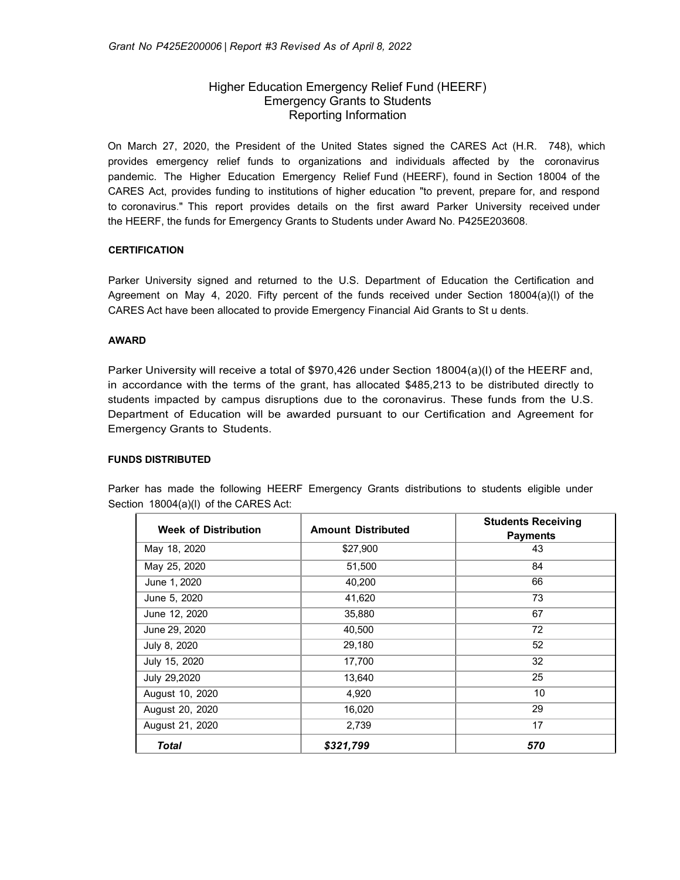*Grant No P425E200006 | Report #3 Revised As of April 8, 2022*

# Higher Education Emergency Relief Fund (HEERF) Emergency Grants to Students Reporting Information

On March 27, 2020, the President of the United States signed the CARES Act (H.R. 748), which provides emergency relief funds to organizations and individuals affected by the coronavirus pandemic. The Higher Education Emergency Relief Fund (HEERF), found in Section 18004 of the CARES Act, provides funding to institutions of higher education "to prevent, prepare for, and respond to coronavirus." This report provides details on the first award Parker University received under the HEERF, the funds for Emergency Grants to Students under Award No. P425E203608.

### CERTIFICATION

Parker University signed and returned to the U.S. Department of Education the Certification and Agreement on May 4, 2020. Fifty percent of the funds received under Section 18004(a)(l) of the CARES Act have been allocated to provide Emergency Financial Aid Grants to St u dents.

### AWARD

Parker University will receive a total of $970,426 under Section 18004(a)(l) of the HEERF and, in accordance with the terms of the grant, has allocated $485,213 to be distributed directly to students impacted by campus disruptions due to the coronavirus. These funds from the U.S. Department of Education will be awarded pursuant to our Certification and Agreement for Emergency Grants to Students.

### FUNDS DISTRIBUTED

Parker has made the following HEERF Emergency Grants distributions to students eligible under Section 18004(a)(l) of the CARES Act:

| Week of Distribution | Amount Distributed | Students Receiving Payments |
|---|---|---|
| May 18, 2020 | $27,900 | 43 |
| May 25, 2020 | 51,500 | 84 |
| June 1, 2020 | 40,200 | 66 |
| June 5, 2020 | 41,620 | 73 |
| June 12, 2020 | 35,880 | 67 |
| June 29, 2020 | 40,500 | 72 |
| July 8, 2020 | 29,180 | 52 |
| July 15, 2020 | 17,700 | 32 |
| July 29,2020 | 13,640 | 25 |
| August 10, 2020 | 4,920 | 10 |
| August 20, 2020 | 16,020 | 29 |
| August 21, 2020 | 2,739 | 17 |
| ***Total*** | ***$321,799*** | ***570*** |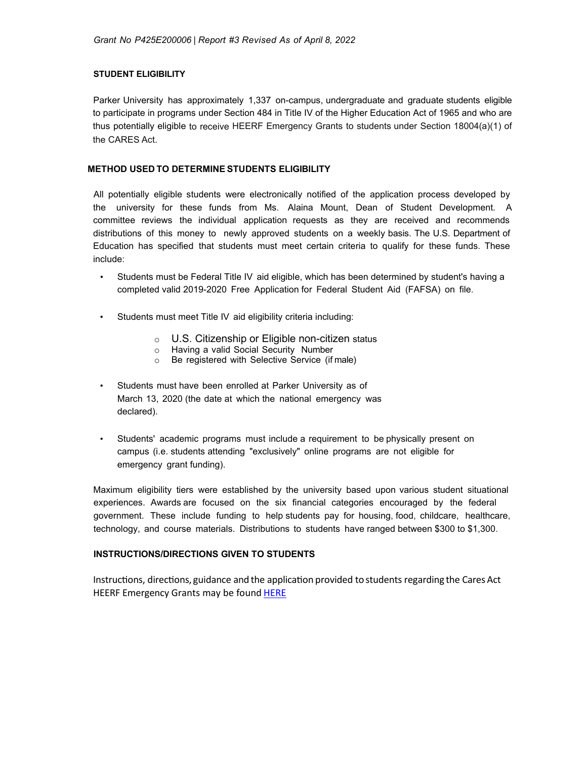## STUDENT ELIGIBILITY

Parker University has approximately 1,337 on-campus, undergraduate and graduate students eligible to participate in programs under Section 484 in Title IV of the Higher Education Act of 1965 and who are thus potentially eligible to receive HEERF Emergency Grants to students under Section 18004(a)(1) of the CARES Act.

## METHOD USED TO DETERMINE STUDENTS ELIGIBILITY

All potentially eligible students were electronically notified of the application process developed by the university for these funds from Ms. Alaina Mount, Dean of Student Development. A committee reviews the individual application requests as they are received and recommends distributions of this money to newly approved students on a weekly basis. The U.S. Department of Education has specified that students must meet certain criteria to qualify for these funds. These include:

- Students must be Federal Title IV aid eligible, which has been determined by student's having a completed valid 2019-2020 Free Application for Federal Student Aid (FAFSA) on file.
- Students must meet Title IV aid eligibility criteria including:
  - U.S. Citizenship or Eligible non-citizen status
  - Having a valid Social Security Number
  - Be registered with Selective Service (if male)
- Students must have been enrolled at Parker University as of March 13, 2020 (the date at which the national emergency was declared).
- Students' academic programs must include a requirement to be physically present on campus (i.e. students attending "exclusively" online programs are not eligible for emergency grant funding).

Maximum eligibility tiers were established by the university based upon various student situational experiences. Awards are focused on the six financial categories encouraged by the federal government. These include funding to help students pay for housing, food, childcare, healthcare, technology, and course materials. Distributions to students have ranged between $300 to $1,300.

## INSTRUCTIONS/DIRECTIONS GIVEN TO STUDENTS

Instructions, directions, guidance and the application provided to students regarding the Cares Act HEERF Emergency Grants may be found HERE